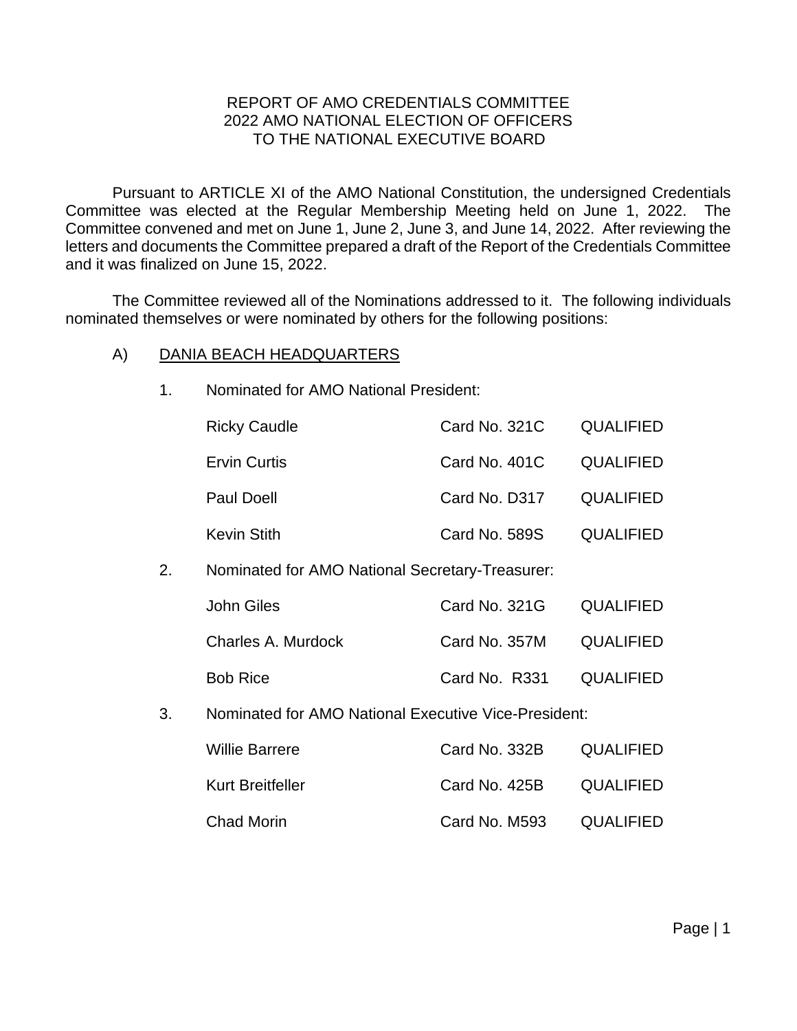# REPORT OF AMO CREDENTIALS COMMITTEE
# 2022 AMO NATIONAL ELECTION OF OFFICERS
# TO THE NATIONAL EXECUTIVE BOARD

Pursuant to ARTICLE XI of the AMO National Constitution, the undersigned Credentials Committee was elected at the Regular Membership Meeting held on June 1, 2022. The Committee convened and met on June 1, June 2, June 3, and June 14, 2022. After reviewing the letters and documents the Committee prepared a draft of the Report of the Credentials Committee and it was finalized on June 15, 2022.

The Committee reviewed all of the Nominations addressed to it. The following individuals nominated themselves or were nominated by others for the following positions:

A) <u>DANIA BEACH HEADQUARTERS</u>

1. Nominated for AMO National President:

| Name | Card No. | Status |
|---|---|---|
| Ricky Caudle | Card No. 321C | QUALIFIED |
| Ervin Curtis | Card No. 401C | QUALIFIED |
| Paul Doell | Card No. D317 | QUALIFIED |
| Kevin Stith | Card No. 589S | QUALIFIED |

2. Nominated for AMO National Secretary-Treasurer:

| Name | Card No. | Status |
|---|---|---|
| John Giles | Card No. 321G | QUALIFIED |
| Charles A. Murdock | Card No. 357M | QUALIFIED |
| Bob Rice | Card No. R331 | QUALIFIED |

3. Nominated for AMO National Executive Vice-President:

| Name | Card No. | Status |
|---|---|---|
| Willie Barrere | Card No. 332B | QUALIFIED |
| Kurt Breitfeller | Card No. 425B | QUALIFIED |
| Chad Morin | Card No. M593 | QUALIFIED |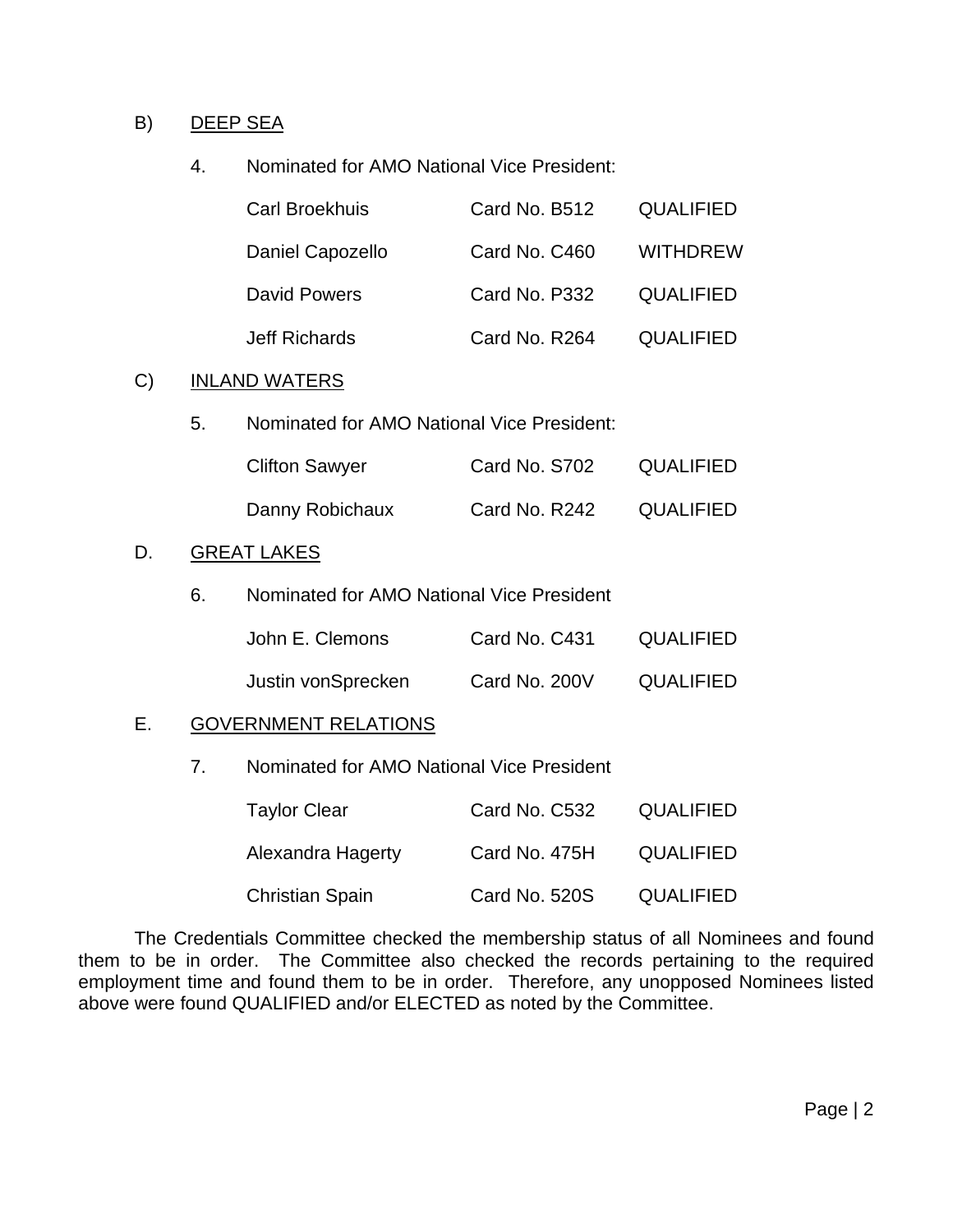B) DEEP SEA

4. Nominated for AMO National Vice President:

| | | |
|---|---|---|
| Carl Broekhuis | Card No. B512 | QUALIFIED |
| Daniel Capozello | Card No. C460 | WITHDREW |
| David Powers | Card No. P332 | QUALIFIED |
| Jeff Richards | Card No. R264 | QUALIFIED |

C) INLAND WATERS

5. Nominated for AMO National Vice President:

| | | |
|---|---|---|
| Clifton Sawyer | Card No. S702 | QUALIFIED |
| Danny Robichaux | Card No. R242 | QUALIFIED |

D. GREAT LAKES

6. Nominated for AMO National Vice President

| | | |
|---|---|---|
| John E. Clemons | Card No. C431 | QUALIFIED |
| Justin vonSprecken | Card No. 200V | QUALIFIED |

E. GOVERNMENT RELATIONS

7. Nominated for AMO National Vice President

| | | |
|---|---|---|
| Taylor Clear | Card No. C532 | QUALIFIED |
| Alexandra Hagerty | Card No. 475H | QUALIFIED |
| Christian Spain | Card No. 520S | QUALIFIED |

The Credentials Committee checked the membership status of all Nominees and found them to be in order. The Committee also checked the records pertaining to the required employment time and found them to be in order. Therefore, any unopposed Nominees listed above were found QUALIFIED and/or ELECTED as noted by the Committee.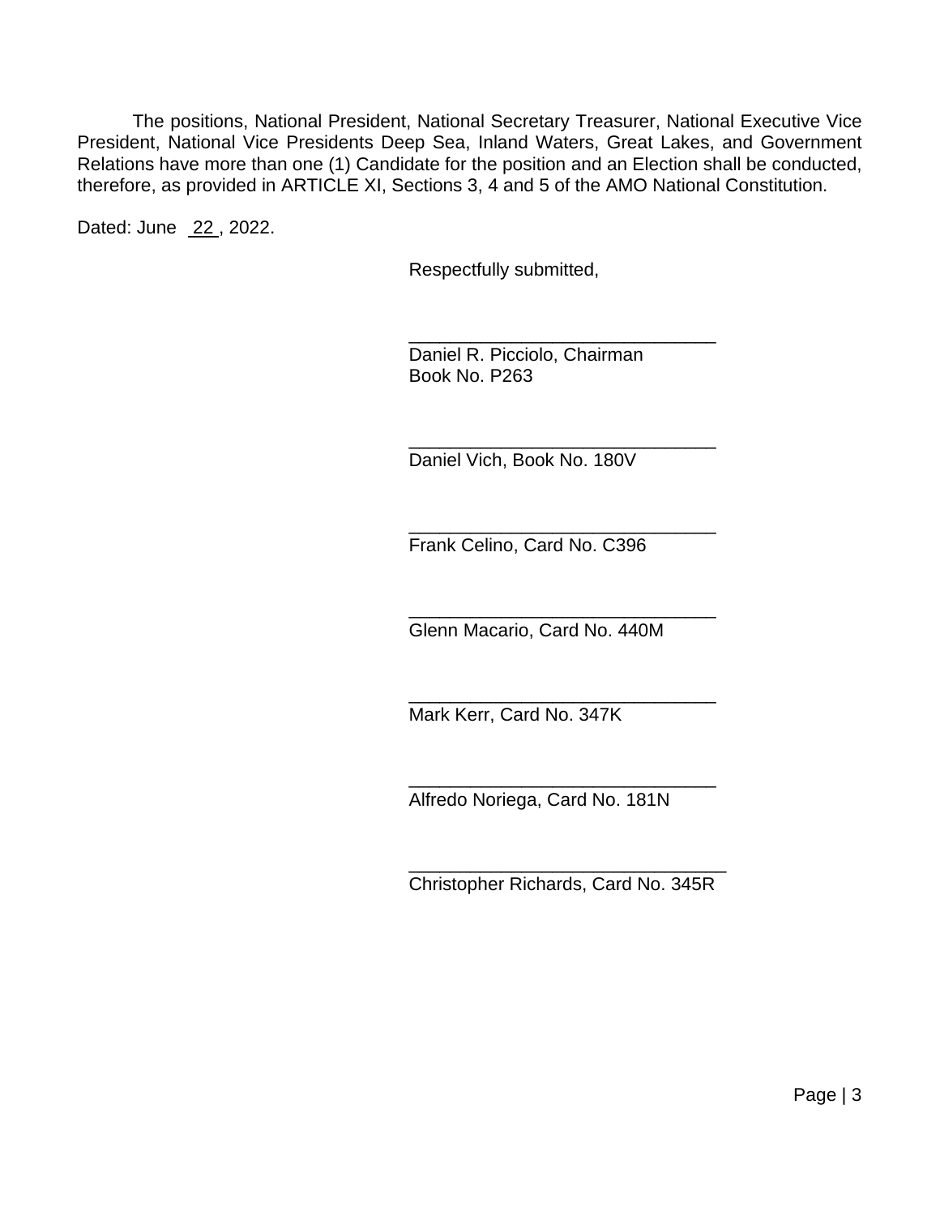The positions, National President, National Secretary Treasurer, National Executive Vice President, National Vice Presidents Deep Sea, Inland Waters, Great Lakes, and Government Relations have more than one (1) Candidate for the position and an Election shall be conducted, therefore, as provided in ARTICLE XI, Sections 3, 4 and 5 of the AMO National Constitution.

Dated: June 22, 2022.

Respectfully submitted,

______________________________
Daniel R. Picciolo, Chairman
Book No. P263

______________________________
Daniel Vich, Book No. 180V

______________________________
Frank Celino, Card No. C396

______________________________
Glenn Macario, Card No. 440M

______________________________
Mark Kerr, Card No. 347K

______________________________
Alfredo Noriega, Card No. 181N

______________________________
Christopher Richards, Card No. 345R